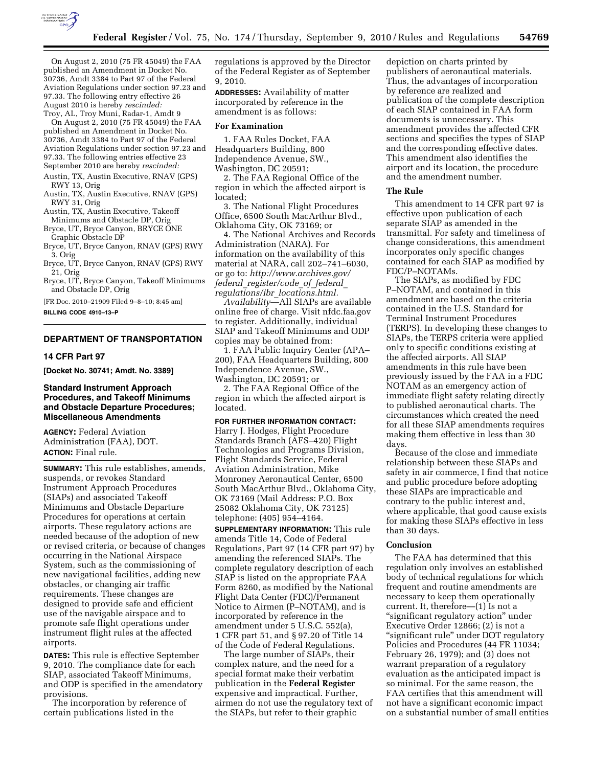On August 2, 2010 (75 FR 45049) the FAA published an Amendment in Docket No. 30736, Amdt 3384 to Part 97 of the Federal Aviation Regulations under section 97.23 and 97.33. The following entry effective 26 August 2010 is hereby *rescinded:*

Troy, AL, Troy Muni, Radar-1, Amdt 9

On August 2, 2010 (75 FR 45049) the FAA published an Amendment in Docket No. 30736, Amdt 3384 to Part 97 of the Federal Aviation Regulations under section 97.23 and 97.33. The following entries effective 23 September 2010 are hereby *rescinded:*

Austin, TX, Austin Executive, RNAV (GPS) RWY 13, Orig
Austin, TX, Austin Executive, RNAV (GPS) RWY 31, Orig
Austin, TX, Austin Executive, Takeoff Minimums and Obstacle DP, Orig
Bryce, UT, Bryce Canyon, BRYCE ONE Graphic Obstacle DP
Bryce, UT, Bryce Canyon, RNAV (GPS) RWY 3, Orig
Bryce, UT, Bryce Canyon, RNAV (GPS) RWY 21, Orig
Bryce, UT, Bryce Canyon, Takeoff Minimums and Obstacle DP, Orig

[FR Doc. 2010–21909 Filed 9–8–10; 8:45 am]

**BILLING CODE 4910–13–P**

## DEPARTMENT OF TRANSPORTATION

### 14 CFR Part 97

**[Docket No. 30741; Amdt. No. 3389]**

### Standard Instrument Approach Procedures, and Takeoff Minimums and Obstacle Departure Procedures; Miscellaneous Amendments

**AGENCY:** Federal Aviation Administration (FAA), DOT.

**ACTION:** Final rule.

**SUMMARY:** This rule establishes, amends, suspends, or revokes Standard Instrument Approach Procedures (SIAPs) and associated Takeoff Minimums and Obstacle Departure Procedures for operations at certain airports. These regulatory actions are needed because of the adoption of new or revised criteria, or because of changes occurring in the National Airspace System, such as the commissioning of new navigational facilities, adding new obstacles, or changing air traffic requirements. These changes are designed to provide safe and efficient use of the navigable airspace and to promote safe flight operations under instrument flight rules at the affected airports.

**DATES:** This rule is effective September 9, 2010. The compliance date for each SIAP, associated Takeoff Minimums, and ODP is specified in the amendatory provisions.

The incorporation by reference of certain publications listed in the regulations is approved by the Director of the Federal Register as of September 9, 2010.

**ADDRESSES:** Availability of matter incorporated by reference in the amendment is as follows:

**For Examination**

1. FAA Rules Docket, FAA Headquarters Building, 800 Independence Avenue, SW., Washington, DC 20591;
2. The FAA Regional Office of the region in which the affected airport is located;
3. The National Flight Procedures Office, 6500 South MacArthur Blvd., Oklahoma City, OK 73169; or
4. The National Archives and Records Administration (NARA). For information on the availability of this material at NARA, call 202–741–6030, or go to: *http://www.archives.gov/federal_register/code_of_federal_regulations/ibr_locations.html.*

*Availability*—All SIAPs are available online free of charge. Visit nfdc.faa.gov to register. Additionally, individual SIAP and Takeoff Minimums and ODP copies may be obtained from:

1. FAA Public Inquiry Center (APA–200), FAA Headquarters Building, 800 Independence Avenue, SW., Washington, DC 20591; or
2. The FAA Regional Office of the region in which the affected airport is located.

**FOR FURTHER INFORMATION CONTACT:** Harry J. Hodges, Flight Procedure Standards Branch (AFS–420) Flight Technologies and Programs Division, Flight Standards Service, Federal Aviation Administration, Mike Monroney Aeronautical Center, 6500 South MacArthur Blvd., Oklahoma City, OK 73169 (Mail Address: P.O. Box 25082 Oklahoma City, OK 73125) telephone: (405) 954–4164.

**SUPPLEMENTARY INFORMATION:** This rule amends Title 14, Code of Federal Regulations, Part 97 (14 CFR part 97) by amending the referenced SIAPs. The complete regulatory description of each SIAP is listed on the appropriate FAA Form 8260, as modified by the National Flight Data Center (FDC)/Permanent Notice to Airmen (P–NOTAM), and is incorporated by reference in the amendment under 5 U.S.C. 552(a), 1 CFR part 51, and § 97.20 of Title 14 of the Code of Federal Regulations.

The large number of SIAPs, their complex nature, and the need for a special format make their verbatim publication in the **Federal Register** expensive and impractical. Further, airmen do not use the regulatory text of the SIAPs, but refer to their graphic depiction on charts printed by publishers of aeronautical materials. Thus, the advantages of incorporation by reference are realized and publication of the complete description of each SIAP contained in FAA form documents is unnecessary. This amendment provides the affected CFR sections and specifies the types of SIAP and the corresponding effective dates. This amendment also identifies the airport and its location, the procedure and the amendment number.

**The Rule**

This amendment to 14 CFR part 97 is effective upon publication of each separate SIAP as amended in the transmittal. For safety and timeliness of change considerations, this amendment incorporates only specific changes contained for each SIAP as modified by FDC/P–NOTAMs.

The SIAPs, as modified by FDC P–NOTAM, and contained in this amendment are based on the criteria contained in the U.S. Standard for Terminal Instrument Procedures (TERPS). In developing these changes to SIAPs, the TERPS criteria were applied only to specific conditions existing at the affected airports. All SIAP amendments in this rule have been previously issued by the FAA in a FDC NOTAM as an emergency action of immediate flight safety relating directly to published aeronautical charts. The circumstances which created the need for all these SIAP amendments requires making them effective in less than 30 days.

Because of the close and immediate relationship between these SIAPs and safety in air commerce, I find that notice and public procedure before adopting these SIAPs are impracticable and contrary to the public interest and, where applicable, that good cause exists for making these SIAPs effective in less than 30 days.

**Conclusion**

The FAA has determined that this regulation only involves an established body of technical regulations for which frequent and routine amendments are necessary to keep them operationally current. It, therefore—(1) Is not a "significant regulatory action" under Executive Order 12866; (2) is not a "significant rule" under DOT regulatory Policies and Procedures (44 FR 11034; February 26, 1979); and (3) does not warrant preparation of a regulatory evaluation as the anticipated impact is so minimal. For the same reason, the FAA certifies that this amendment will not have a significant economic impact on a substantial number of small entities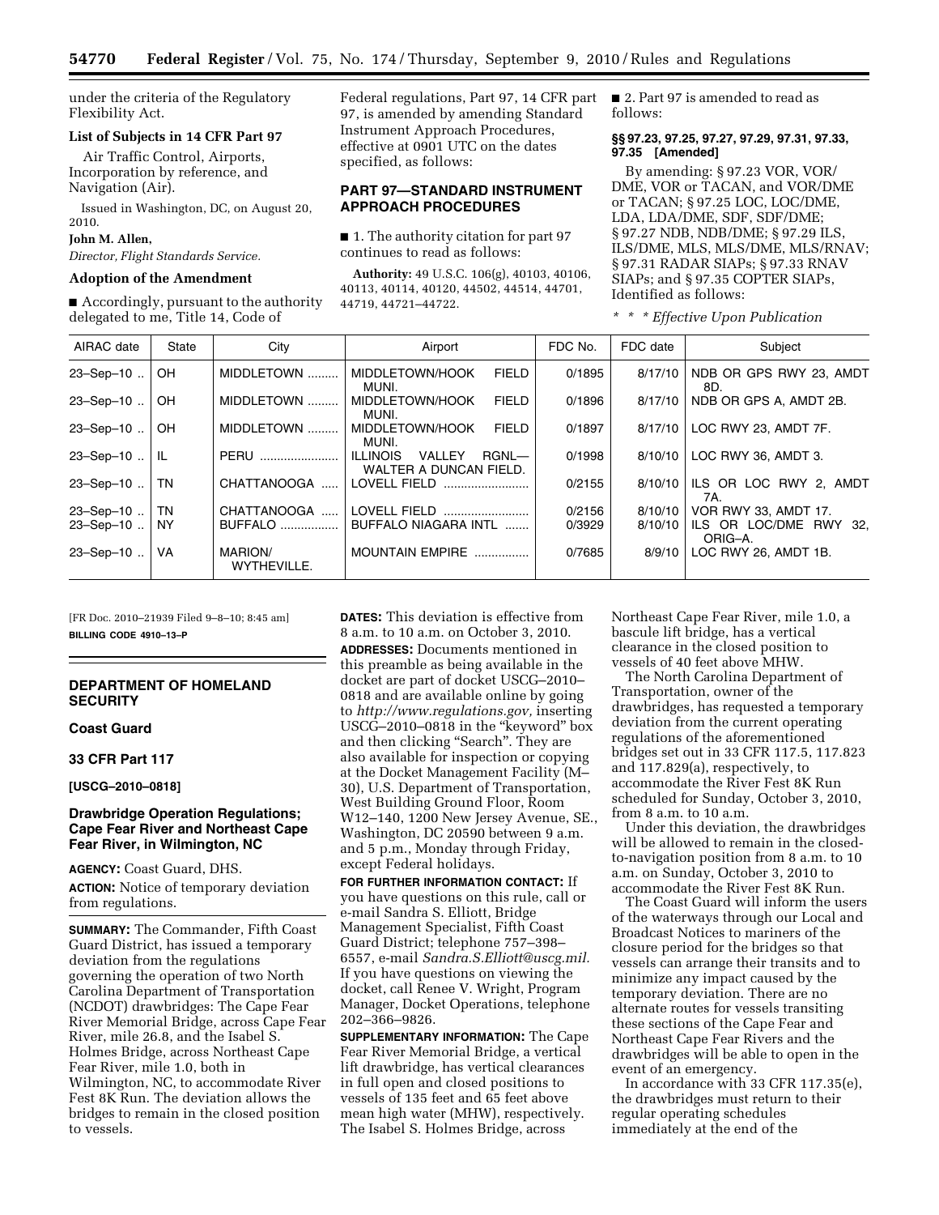under the criteria of the Regulatory Flexibility Act.

### List of Subjects in 14 CFR Part 97

Air Traffic Control, Airports, Incorporation by reference, and Navigation (Air).

Issued in Washington, DC, on August 20, 2010.

**John M. Allen,**

*Director, Flight Standards Service.*

### Adoption of the Amendment

■ Accordingly, pursuant to the authority delegated to me, Title 14, Code of Federal regulations, Part 97, 14 CFR part 97, is amended by amending Standard Instrument Approach Procedures, effective at 0901 UTC on the dates specified, as follows:

## PART 97—STANDARD INSTRUMENT APPROACH PROCEDURES

■ 1. The authority citation for part 97 continues to read as follows:

**Authority:** 49 U.S.C. 106(g), 40103, 40106, 40113, 40114, 40120, 44502, 44514, 44701, 44719, 44721–44722.

■ 2. Part 97 is amended to read as follows:

#### §§ 97.23, 97.25, 97.27, 97.29, 97.31, 97.33, 97.35 [Amended]

By amending: § 97.23 VOR, VOR/DME, VOR or TACAN, and VOR/DME or TACAN; § 97.25 LOC, LOC/DME, LDA, LDA/DME, SDF, SDF/DME; § 97.27 NDB, NDB/DME; § 97.29 ILS, ILS/DME, MLS, MLS/DME, MLS/RNAV; § 97.31 RADAR SIAPs; § 97.33 RNAV SIAPs; and § 97.35 COPTER SIAPs, Identified as follows:

*\* \* \* Effective Upon Publication*

| AIRAC date | State | City | Airport | FDC No. | FDC date | Subject |
|---|---|---|---|---|---|---|
| 23–Sep–10 | OH | MIDDLETOWN | MIDDLETOWN/HOOK FIELD MUNI. | 0/1895 | 8/17/10 | NDB OR GPS RWY 23, AMDT 8D. |
| 23–Sep–10 | OH | MIDDLETOWN | MIDDLETOWN/HOOK FIELD MUNI. | 0/1896 | 8/17/10 | NDB OR GPS A, AMDT 2B. |
| 23–Sep–10 | OH | MIDDLETOWN | MIDDLETOWN/HOOK FIELD MUNI. | 0/1897 | 8/17/10 | LOC RWY 23, AMDT 7F. |
| 23–Sep–10 | IL | PERU | ILLINOIS VALLEY RGNL—WALTER A DUNCAN FIELD. | 0/1998 | 8/10/10 | LOC RWY 36, AMDT 3. |
| 23–Sep–10 | TN | CHATTANOOGA | LOVELL FIELD | 0/2155 | 8/10/10 | ILS OR LOC RWY 2, AMDT 7A. |
| 23–Sep–10 | TN | CHATTANOOGA | LOVELL FIELD | 0/2156 | 8/10/10 | VOR RWY 33, AMDT 17. |
| 23–Sep–10 | NY | BUFFALO | BUFFALO NIAGARA INTL | 0/3929 | 8/10/10 | ILS OR LOC/DME RWY 32, ORIG–A. |
| 23–Sep–10 | VA | MARION/WYTHEVILLE. | MOUNTAIN EMPIRE | 0/7685 | 8/9/10 | LOC RWY 26, AMDT 1B. |

[FR Doc. 2010–21939 Filed 9–8–10; 8:45 am]

**BILLING CODE 4910–13–P**

## DEPARTMENT OF HOMELAND SECURITY

### Coast Guard

### 33 CFR Part 117

**[USCG–2010–0818]**

### Drawbridge Operation Regulations; Cape Fear River and Northeast Cape Fear River, in Wilmington, NC

**AGENCY:** Coast Guard, DHS.

**ACTION:** Notice of temporary deviation from regulations.

**SUMMARY:** The Commander, Fifth Coast Guard District, has issued a temporary deviation from the regulations governing the operation of two North Carolina Department of Transportation (NCDOT) drawbridges: The Cape Fear River Memorial Bridge, across Cape Fear River, mile 26.8, and the Isabel S. Holmes Bridge, across Northeast Cape Fear River, mile 1.0, both in Wilmington, NC, to accommodate River Fest 8K Run. The deviation allows the bridges to remain in the closed position to vessels.

**DATES:** This deviation is effective from 8 a.m. to 10 a.m. on October 3, 2010.

**ADDRESSES:** Documents mentioned in this preamble as being available in the docket are part of docket USCG–2010–0818 and are available online by going to *http://www.regulations.gov,* inserting USCG–2010–0818 in the "keyword" box and then clicking "Search". They are also available for inspection or copying at the Docket Management Facility (M–30), U.S. Department of Transportation, West Building Ground Floor, Room W12–140, 1200 New Jersey Avenue, SE., Washington, DC 20590 between 9 a.m. and 5 p.m., Monday through Friday, except Federal holidays.

**FOR FURTHER INFORMATION CONTACT:** If you have questions on this rule, call or e-mail Sandra S. Elliott, Bridge Management Specialist, Fifth Coast Guard District; telephone 757–398–6557, e-mail *Sandra.S.Elliott@uscg.mil.* If you have questions on viewing the docket, call Renee V. Wright, Program Manager, Docket Operations, telephone 202–366–9826.

**SUPPLEMENTARY INFORMATION:** The Cape Fear River Memorial Bridge, a vertical lift drawbridge, has vertical clearances in full open and closed positions to vessels of 135 feet and 65 feet above mean high water (MHW), respectively. The Isabel S. Holmes Bridge, across Northeast Cape Fear River, mile 1.0, a bascule lift bridge, has a vertical clearance in the closed position to vessels of 40 feet above MHW.

The North Carolina Department of Transportation, owner of the drawbridges, has requested a temporary deviation from the current operating regulations of the aforementioned bridges set out in 33 CFR 117.5, 117.823 and 117.829(a), respectively, to accommodate the River Fest 8K Run scheduled for Sunday, October 3, 2010, from 8 a.m. to 10 a.m.

Under this deviation, the drawbridges will be allowed to remain in the closed-to-navigation position from 8 a.m. to 10 a.m. on Sunday, October 3, 2010 to accommodate the River Fest 8K Run.

The Coast Guard will inform the users of the waterways through our Local and Broadcast Notices to mariners of the closure period for the bridges so that vessels can arrange their transits and to minimize any impact caused by the temporary deviation. There are no alternate routes for vessels transiting these sections of the Cape Fear and Northeast Cape Fear Rivers and the drawbridges will be able to open in the event of an emergency.

In accordance with 33 CFR 117.35(e), the drawbridges must return to their regular operating schedules immediately at the end of the